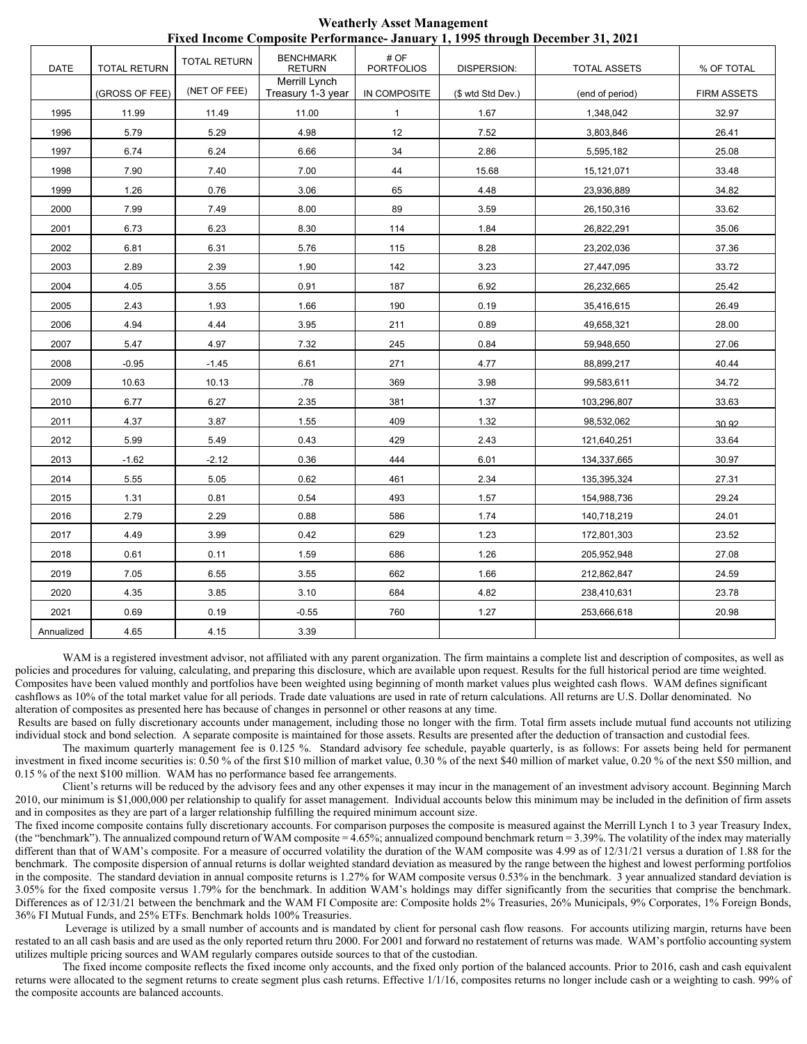# Weatherly Asset Management

## Fixed Income Composite Performance- January 1, 1995 through December 31, 2021

| DATE | TOTAL RETURN (GROSS OF FEE) | TOTAL RETURN (NET OF FEE) | BENCHMARK RETURN Merrill Lynch Treasury 1-3 year | # OF PORTFOLIOS IN COMPOSITE | DISPERSION: ($ wtd Std Dev.) | TOTAL ASSETS (end of period) | % OF TOTAL FIRM ASSETS |
|---|---|---|---|---|---|---|---|
| 1995 | 11.99 | 11.49 | 11.00 | 1 | 1.67 | 1,348,042 | 32.97 |
| 1996 | 5.79 | 5.29 | 4.98 | 12 | 7.52 | 3,803,846 | 26.41 |
| 1997 | 6.74 | 6.24 | 6.66 | 34 | 2.86 | 5,595,182 | 25.08 |
| 1998 | 7.90 | 7.40 | 7.00 | 44 | 15.68 | 15,121,071 | 33.48 |
| 1999 | 1.26 | 0.76 | 3.06 | 65 | 4.48 | 23,936,889 | 34.82 |
| 2000 | 7.99 | 7.49 | 8.00 | 89 | 3.59 | 26,150,316 | 33.62 |
| 2001 | 6.73 | 6.23 | 8.30 | 114 | 1.84 | 26,822,291 | 35.06 |
| 2002 | 6.81 | 6.31 | 5.76 | 115 | 8.28 | 23,202,036 | 37.36 |
| 2003 | 2.89 | 2.39 | 1.90 | 142 | 3.23 | 27,447,095 | 33.72 |
| 2004 | 4.05 | 3.55 | 0.91 | 187 | 6.92 | 26,232,665 | 25.42 |
| 2005 | 2.43 | 1.93 | 1.66 | 190 | 0.19 | 35,416,615 | 26.49 |
| 2006 | 4.94 | 4.44 | 3.95 | 211 | 0.89 | 49,658,321 | 28.00 |
| 2007 | 5.47 | 4.97 | 7.32 | 245 | 0.84 | 59,948,650 | 27.06 |
| 2008 | -0.95 | -1.45 | 6.61 | 271 | 4.77 | 88,899,217 | 40.44 |
| 2009 | 10.63 | 10.13 | .78 | 369 | 3.98 | 99,583,611 | 34.72 |
| 2010 | 6.77 | 6.27 | 2.35 | 381 | 1.37 | 103,296,807 | 33.63 |
| 2011 | 4.37 | 3.87 | 1.55 | 409 | 1.32 | 98,532,062 | 30.92 |
| 2012 | 5.99 | 5.49 | 0.43 | 429 | 2.43 | 121,640,251 | 33.64 |
| 2013 | -1.62 | -2.12 | 0.36 | 444 | 6.01 | 134,337,665 | 30.97 |
| 2014 | 5.55 | 5.05 | 0.62 | 461 | 2.34 | 135,395,324 | 27.31 |
| 2015 | 1.31 | 0.81 | 0.54 | 493 | 1.57 | 154,988,736 | 29.24 |
| 2016 | 2.79 | 2.29 | 0.88 | 586 | 1.74 | 140,718,219 | 24.01 |
| 2017 | 4.49 | 3.99 | 0.42 | 629 | 1.23 | 172,801,303 | 23.52 |
| 2018 | 0.61 | 0.11 | 1.59 | 686 | 1.26 | 205,952,948 | 27.08 |
| 2019 | 7.05 | 6.55 | 3.55 | 662 | 1.66 | 212,862,847 | 24.59 |
| 2020 | 4.35 | 3.85 | 3.10 | 684 | 4.82 | 238,410,631 | 23.78 |
| 2021 | 0.69 | 0.19 | -0.55 | 760 | 1.27 | 253,666,618 | 20.98 |
| Annualized | 4.65 | 4.15 | 3.39 | | | | |

WAM is a registered investment advisor, not affiliated with any parent organization. The firm maintains a complete list and description of composites, as well as policies and procedures for valuing, calculating, and preparing this disclosure, which are available upon request. Results for the full historical period are time weighted. Composites have been valued monthly and portfolios have been weighted using beginning of month market values plus weighted cash flows. WAM defines significant cashflows as 10% of the total market value for all periods. Trade date valuations are used in rate of return calculations. All returns are U.S. Dollar denominated. No alteration of composites as presented here has because of changes in personnel or other reasons at any time.

Results are based on fully discretionary accounts under management, including those no longer with the firm. Total firm assets include mutual fund accounts not utilizing individual stock and bond selection. A separate composite is maintained for those assets. Results are presented after the deduction of transaction and custodial fees.

The maximum quarterly management fee is 0.125 %. Standard advisory fee schedule, payable quarterly, is as follows: For assets being held for permanent investment in fixed income securities is: 0.50 % of the first $10 million of market value, 0.30 % of the next $40 million of market value, 0.20 % of the next $50 million, and 0.15 % of the next $100 million. WAM has no performance based fee arrangements.

Client's returns will be reduced by the advisory fees and any other expenses it may incur in the management of an investment advisory account. Beginning March 2010, our minimum is $1,000,000 per relationship to qualify for asset management. Individual accounts below this minimum may be included in the definition of firm assets and in composites as they are part of a larger relationship fulfilling the required minimum account size.

The fixed income composite contains fully discretionary accounts. For comparison purposes the composite is measured against the Merrill Lynch 1 to 3 year Treasury Index, (the "benchmark"). The annualized compound return of WAM composite = 4.65%; annualized compound benchmark return = 3.39%. The volatility of the index may materially different than that of WAM's composite. For a measure of occurred volatility the duration of the WAM composite was 4.99 as of 12/31/21 versus a duration of 1.88 for the benchmark. The composite dispersion of annual returns is dollar weighted standard deviation as measured by the range between the highest and lowest performing portfolios in the composite. The standard deviation in annual composite returns is 1.27% for WAM composite versus 0.53% in the benchmark. 3 year annualized standard deviation is 3.05% for the fixed composite versus 1.79% for the benchmark. In addition WAM's holdings may differ significantly from the securities that comprise the benchmark. Differences as of 12/31/21 between the benchmark and the WAM FI Composite are: Composite holds 2% Treasuries, 26% Municipals, 9% Corporates, 1% Foreign Bonds, 36% FI Mutual Funds, and 25% ETFs. Benchmark holds 100% Treasuries.

Leverage is utilized by a small number of accounts and is mandated by client for personal cash flow reasons. For accounts utilizing margin, returns have been restated to an all cash basis and are used as the only reported return thru 2000. For 2001 and forward no restatement of returns was made. WAM's portfolio accounting system utilizes multiple pricing sources and WAM regularly compares outside sources to that of the custodian.

The fixed income composite reflects the fixed income only accounts, and the fixed only portion of the balanced accounts. Prior to 2016, cash and cash equivalent returns were allocated to the segment returns to create segment plus cash returns. Effective 1/1/16, composites returns no longer include cash or a weighting to cash. 99% of the composite accounts are balanced accounts.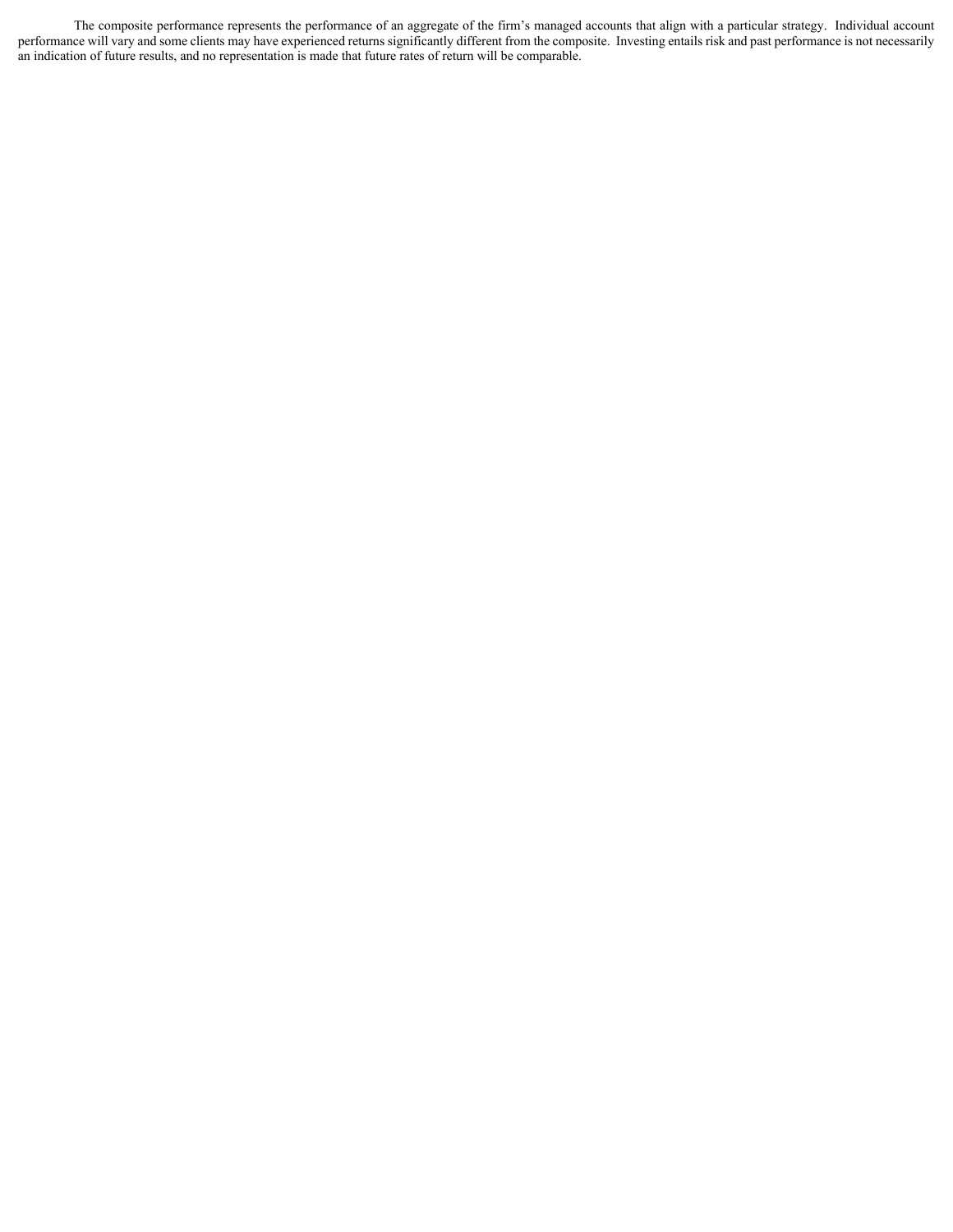The composite performance represents the performance of an aggregate of the firm’s managed accounts that align with a particular strategy. Individual account performance will vary and some clients may have experienced returns significantly different from the composite. Investing entails risk and past performance is not necessarily an indication of future results, and no representation is made that future rates of return will be comparable.